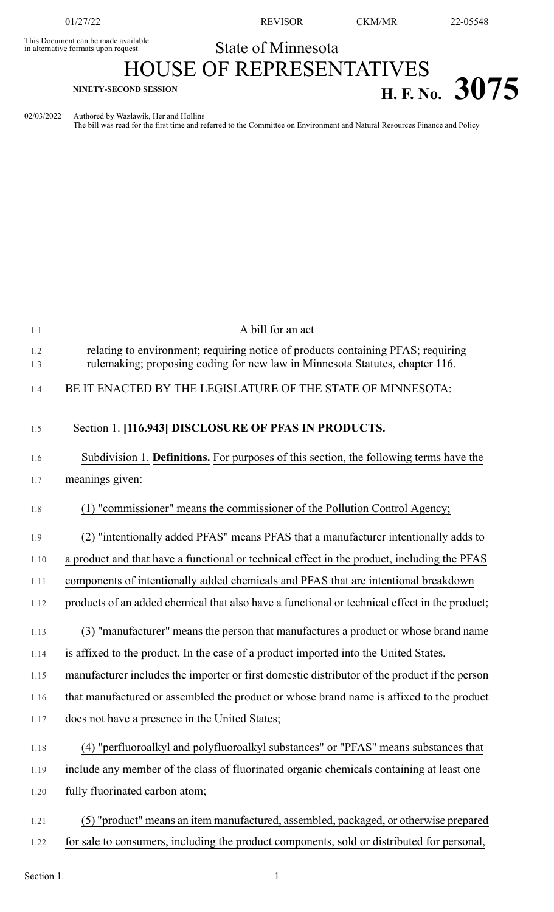This Document can be made available in alternative formats upon request

# State of Minnesota

# HOUSE OF REPRESENTATIVES

**NINETY-SECOND SESSION**

# H. F. No. 3075

02/03/2022 Authored by Wazlawik, Her and Hollins
The bill was read for the first time and referred to the Committee on Environment and Natural Resources Finance and Policy

A bill for an act

relating to environment; requiring notice of products containing PFAS; requiring rulemaking; proposing coding for new law in Minnesota Statutes, chapter 116.

BE IT ENACTED BY THE LEGISLATURE OF THE STATE OF MINNESOTA:

Section 1. **[116.943] DISCLOSURE OF PFAS IN PRODUCTS.**

Subdivision 1. **Definitions.** For purposes of this section, the following terms have the meanings given:

(1) "commissioner" means the commissioner of the Pollution Control Agency;

(2) "intentionally added PFAS" means PFAS that a manufacturer intentionally adds to a product and that have a functional or technical effect in the product, including the PFAS components of intentionally added chemicals and PFAS that are intentional breakdown products of an added chemical that also have a functional or technical effect in the product;

(3) "manufacturer" means the person that manufactures a product or whose brand name is affixed to the product. In the case of a product imported into the United States, manufacturer includes the importer or first domestic distributor of the product if the person that manufactured or assembled the product or whose brand name is affixed to the product does not have a presence in the United States;

(4) "perfluoroalkyl and polyfluoroalkyl substances" or "PFAS" means substances that include any member of the class of fluorinated organic chemicals containing at least one fully fluorinated carbon atom;

(5) "product" means an item manufactured, assembled, packaged, or otherwise prepared for sale to consumers, including the product components, sold or distributed for personal,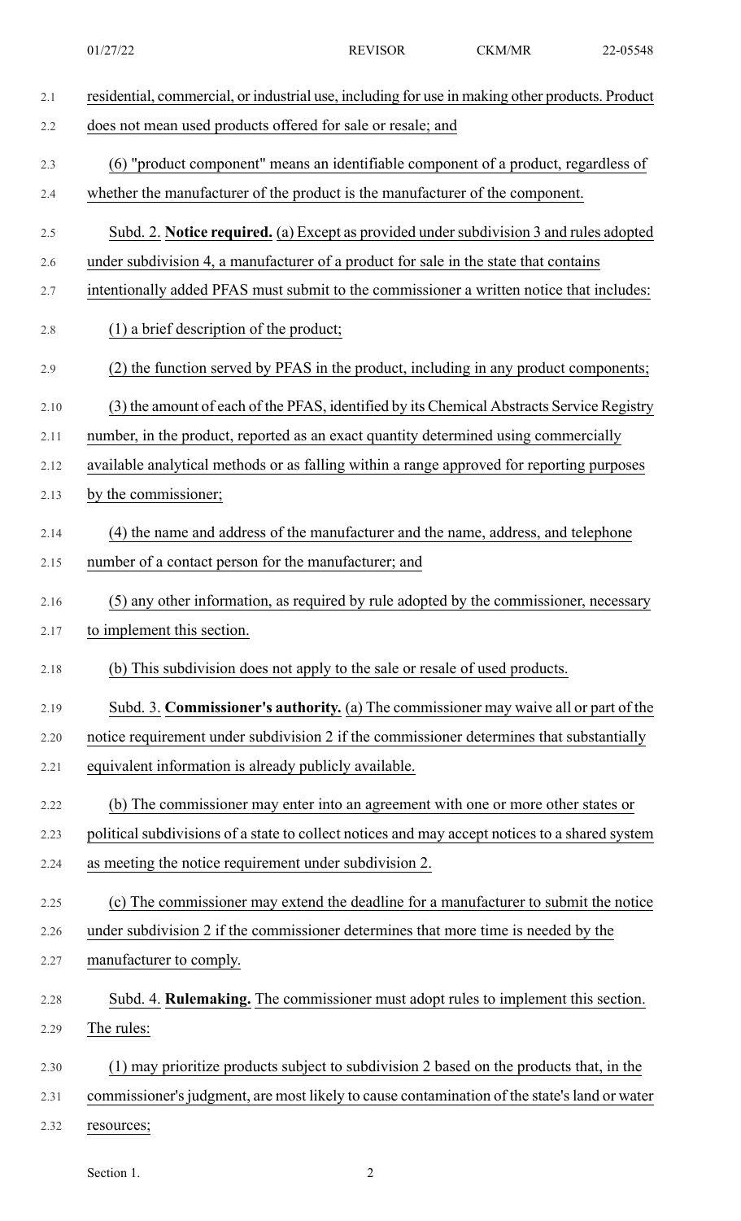residential, commercial, or industrial use, including for use in making other products. Product does not mean used products offered for sale or resale; and

(6) "product component" means an identifiable component of a product, regardless of whether the manufacturer of the product is the manufacturer of the component.

Subd. 2. **Notice required.** (a) Except as provided under subdivision 3 and rules adopted under subdivision 4, a manufacturer of a product for sale in the state that contains intentionally added PFAS must submit to the commissioner a written notice that includes:

(1) a brief description of the product;

(2) the function served by PFAS in the product, including in any product components;

(3) the amount of each of the PFAS, identified by its Chemical Abstracts Service Registry number, in the product, reported as an exact quantity determined using commercially available analytical methods or as falling within a range approved for reporting purposes by the commissioner;

(4) the name and address of the manufacturer and the name, address, and telephone number of a contact person for the manufacturer; and

(5) any other information, as required by rule adopted by the commissioner, necessary to implement this section.

(b) This subdivision does not apply to the sale or resale of used products.

Subd. 3. **Commissioner's authority.** (a) The commissioner may waive all or part of the notice requirement under subdivision 2 if the commissioner determines that substantially equivalent information is already publicly available.

(b) The commissioner may enter into an agreement with one or more other states or political subdivisions of a state to collect notices and may accept notices to a shared system as meeting the notice requirement under subdivision 2.

(c) The commissioner may extend the deadline for a manufacturer to submit the notice under subdivision 2 if the commissioner determines that more time is needed by the manufacturer to comply.

Subd. 4. **Rulemaking.** The commissioner must adopt rules to implement this section. The rules:

(1) may prioritize products subject to subdivision 2 based on the products that, in the commissioner's judgment, are most likely to cause contamination of the state's land or water resources;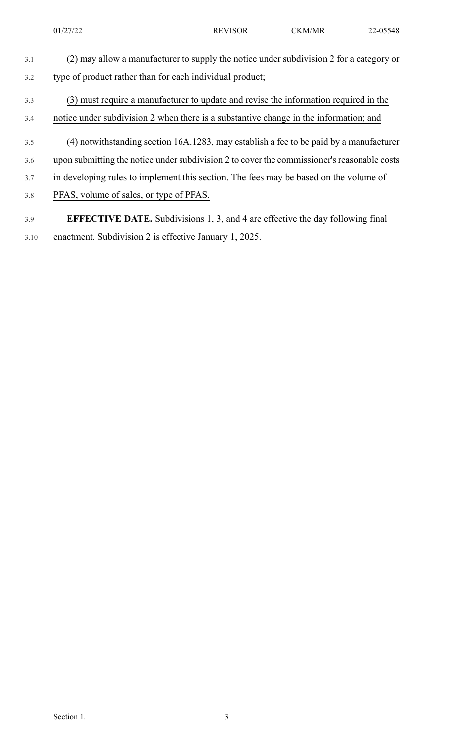(2) may allow a manufacturer to supply the notice under subdivision 2 for a category or type of product rather than for each individual product;

(3) must require a manufacturer to update and revise the information required in the notice under subdivision 2 when there is a substantive change in the information; and

(4) notwithstanding section 16A.1283, may establish a fee to be paid by a manufacturer upon submitting the notice under subdivision 2 to cover the commissioner's reasonable costs in developing rules to implement this section. The fees may be based on the volume of PFAS, volume of sales, or type of PFAS.

**EFFECTIVE DATE.** Subdivisions 1, 3, and 4 are effective the day following final enactment. Subdivision 2 is effective January 1, 2025.